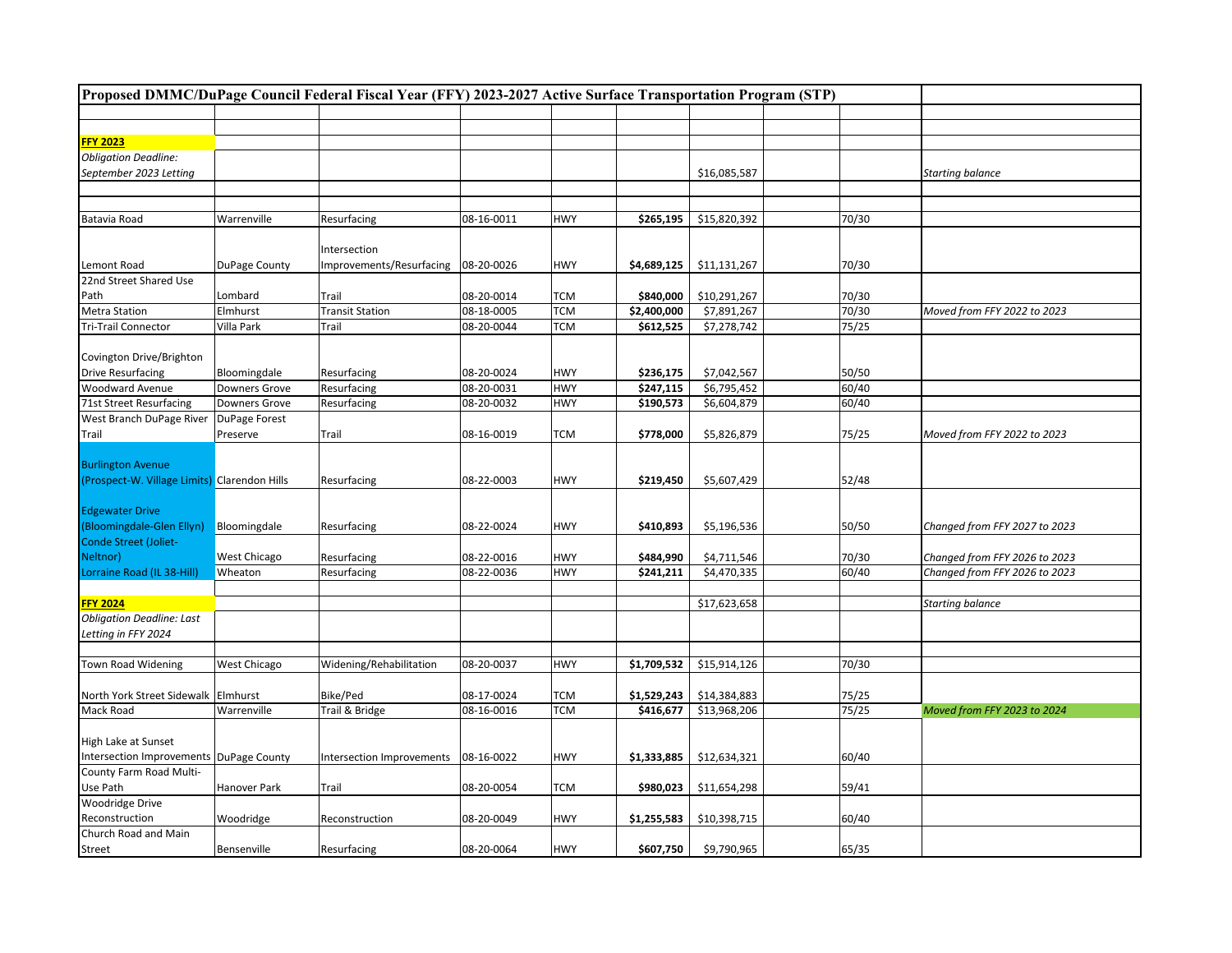# Proposed DMMC/DuPage Council Federal Fiscal Year (FFY) 2023-2027 Active Surface Transportation Program (STP)

| | | | | | | | | | |
|---|---|---|---|---|---|---|---|---|---|
| **FFY 2023** | | | | | | | | | |
| *Obligation Deadline: September 2023 Letting* | | | | | | $16,085,587 | | | *Starting balance* |
| Batavia Road | Warrenville | Resurfacing | 08-16-0011 | HWY | **$265,195** | $15,820,392 | | 70/30 | |
| Lemont Road | DuPage County | Intersection Improvements/Resurfacing | 08-20-0026 | HWY | **$4,689,125** | $11,131,267 | | 70/30 | |
| 22nd Street Shared Use Path | Lombard | Trail | 08-20-0014 | TCM | **$840,000** | $10,291,267 | | 70/30 | |
| Metra Station | Elmhurst | Transit Station | 08-18-0005 | TCM | **$2,400,000** | $7,891,267 | | 70/30 | *Moved from FFY 2022 to 2023* |
| Tri-Trail Connector | Villa Park | Trail | 08-20-0044 | TCM | **$612,525** | $7,278,742 | | 75/25 | |
| Covington Drive/Brighton Drive Resurfacing | Bloomingdale | Resurfacing | 08-20-0024 | HWY | **$236,175** | $7,042,567 | | 50/50 | |
| Woodward Avenue | Downers Grove | Resurfacing | 08-20-0031 | HWY | **$247,115** | $6,795,452 | | 60/40 | |
| 71st Street Resurfacing | Downers Grove | Resurfacing | 08-20-0032 | HWY | **$190,573** | $6,604,879 | | 60/40 | |
| West Branch DuPage River Trail | DuPage Forest Preserve | Trail | 08-16-0019 | TCM | **$778,000** | $5,826,879 | | 75/25 | *Moved from FFY 2022 to 2023* |
| Burlington Avenue (Prospect-W. Village Limits) | Clarendon Hills | Resurfacing | 08-22-0003 | HWY | **$219,450** | $5,607,429 | | 52/48 | |
| Edgewater Drive (Bloomingdale-Glen Ellyn) | Bloomingdale | Resurfacing | 08-22-0024 | HWY | **$410,893** | $5,196,536 | | 50/50 | *Changed from FFY 2027 to 2023* |
| Conde Street (Joliet-Neltnor) | West Chicago | Resurfacing | 08-22-0016 | HWY | **$484,990** | $4,711,546 | | 70/30 | *Changed from FFY 2026 to 2023* |
| Lorraine Road (IL 38-Hill) | Wheaton | Resurfacing | 08-22-0036 | HWY | **$241,211** | $4,470,335 | | 60/40 | *Changed from FFY 2026 to 2023* |
| **FFY 2024** | | | | | | $17,623,658 | | | *Starting balance* |
| *Obligation Deadline: Last Letting in FFY 2024* | | | | | | | | | |
| Town Road Widening | West Chicago | Widening/Rehabilitation | 08-20-0037 | HWY | **$1,709,532** | $15,914,126 | | 70/30 | |
| North York Street Sidewalk | Elmhurst | Bike/Ped | 08-17-0024 | TCM | **$1,529,243** | $14,384,883 | | 75/25 | |
| Mack Road | Warrenville | Trail & Bridge | 08-16-0016 | TCM | **$416,677** | $13,968,206 | | 75/25 | *Moved from FFY 2023 to 2024* |
| High Lake at Sunset Intersection Improvements | DuPage County | Intersection Improvements | 08-16-0022 | HWY | **$1,333,885** | $12,634,321 | | 60/40 | |
| County Farm Road Multi-Use Path | Hanover Park | Trail | 08-20-0054 | TCM | **$980,023** | $11,654,298 | | 59/41 | |
| Woodridge Drive Reconstruction | Woodridge | Reconstruction | 08-20-0049 | HWY | **$1,255,583** | $10,398,715 | | 60/40 | |
| Church Road and Main Street | Bensenville | Resurfacing | 08-20-0064 | HWY | **$607,750** | $9,790,965 | | 65/35 | |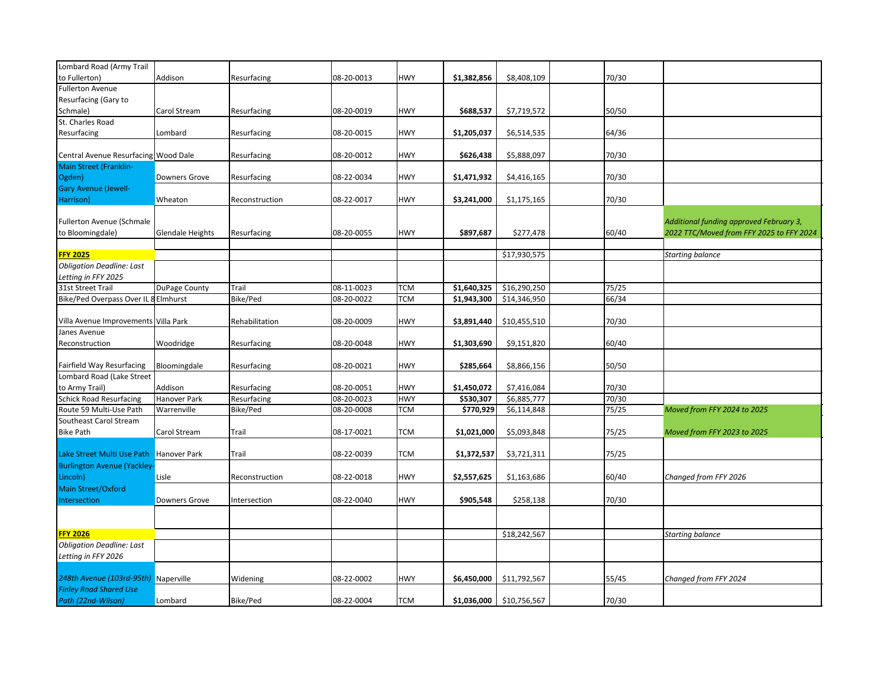| | | | | | | | | | |
|---|---|---|---|---|---|---|---|---|---|
| Lombard Road (Army Trail to Fullerton) | Addison | Resurfacing | 08-20-0013 | HWY | **$1,382,856** | $8,408,109 | | 70/30 | |
| Fullerton Avenue Resurfacing (Gary to Schmale) | Carol Stream | Resurfacing | 08-20-0019 | HWY | **$688,537** | $7,719,572 | | 50/50 | |
| St. Charles Road Resurfacing | Lombard | Resurfacing | 08-20-0015 | HWY | **$1,205,037** | $6,514,535 | | 64/36 | |
| Central Avenue Resurfacing | Wood Dale | Resurfacing | 08-20-0012 | HWY | **$626,438** | $5,888,097 | | 70/30 | |
| Main Street (Franklin-Ogden) | Downers Grove | Resurfacing | 08-22-0034 | HWY | **$1,471,932** | $4,416,165 | | 70/30 | |
| Gary Avenue (Jewell-Harrison) | Wheaton | Reconstruction | 08-22-0017 | HWY | **$3,241,000** | $1,175,165 | | 70/30 | |
| Fullerton Avenue (Schmale to Bloomingdale) | Glendale Heights | Resurfacing | 08-20-0055 | HWY | **$897,687** | $277,478 | | 60/40 | *Additional funding approved February 3, 2022 TTC/Moved from FFY 2025 to FFY 2024* |
| | | | | | | | | | |
| **FFY 2025** | | | | | | $17,930,575 | | | *Starting balance* |
| *Obligation Deadline: Last Letting in FFY 2025* | | | | | | | | | |
| 31st Street Trail | DuPage County | Trail | 08-11-0023 | TCM | **$1,640,325** | $16,290,250 | | 75/25 | |
| Bike/Ped Overpass Over IL 8 | Elmhurst | Bike/Ped | 08-20-0022 | TCM | **$1,943,300** | $14,346,950 | | 66/34 | |
| Villa Avenue Improvements | Villa Park | Rehabilitation | 08-20-0009 | HWY | **$3,891,440** | $10,455,510 | | 70/30 | |
| Janes Avenue Reconstruction | Woodridge | Resurfacing | 08-20-0048 | HWY | **$1,303,690** | $9,151,820 | | 60/40 | |
| Fairfield Way Resurfacing | Bloomingdale | Resurfacing | 08-20-0021 | HWY | **$285,664** | $8,866,156 | | 50/50 | |
| Lombard Road (Lake Street to Army Trail) | Addison | Resurfacing | 08-20-0051 | HWY | **$1,450,072** | $7,416,084 | | 70/30 | |
| Schick Road Resurfacing | Hanover Park | Resurfacing | 08-20-0023 | HWY | **$530,307** | $6,885,777 | | 70/30 | |
| Route 59 Multi-Use Path | Warrenville | Bike/Ped | 08-20-0008 | TCM | **$770,929** | $6,114,848 | | 75/25 | *Moved from FFY 2024 to 2025* |
| Southeast Carol Stream Bike Path | Carol Stream | Trail | 08-17-0021 | TCM | **$1,021,000** | $5,093,848 | | 75/25 | *Moved from FFY 2023 to 2025* |
| Lake Street Multi Use Path | Hanover Park | Trail | 08-22-0039 | TCM | **$1,372,537** | $3,721,311 | | 75/25 | |
| Burlington Avenue (Yackley-Lincoln) | Lisle | Reconstruction | 08-22-0018 | HWY | **$2,557,625** | $1,163,686 | | 60/40 | *Changed from FFY 2026* |
| Main Street/Oxford Intersection | Downers Grove | Intersection | 08-22-0040 | HWY | **$905,548** | $258,138 | | 70/30 | |
| | | | | | | | | | |
| **FFY 2026** | | | | | | $18,242,567 | | | *Starting balance* |
| *Obligation Deadline: Last Letting in FFY 2026* | | | | | | | | | |
| *248th Avenue (103rd-95th)* | Naperville | Widening | 08-22-0002 | HWY | **$6,450,000** | $11,792,567 | | 55/45 | *Changed from FFY 2024* |
| *Finley Road Shared Use Path (22nd-Wilson)* | Lombard | Bike/Ped | 08-22-0004 | TCM | **$1,036,000** | $10,756,567 | | 70/30 | |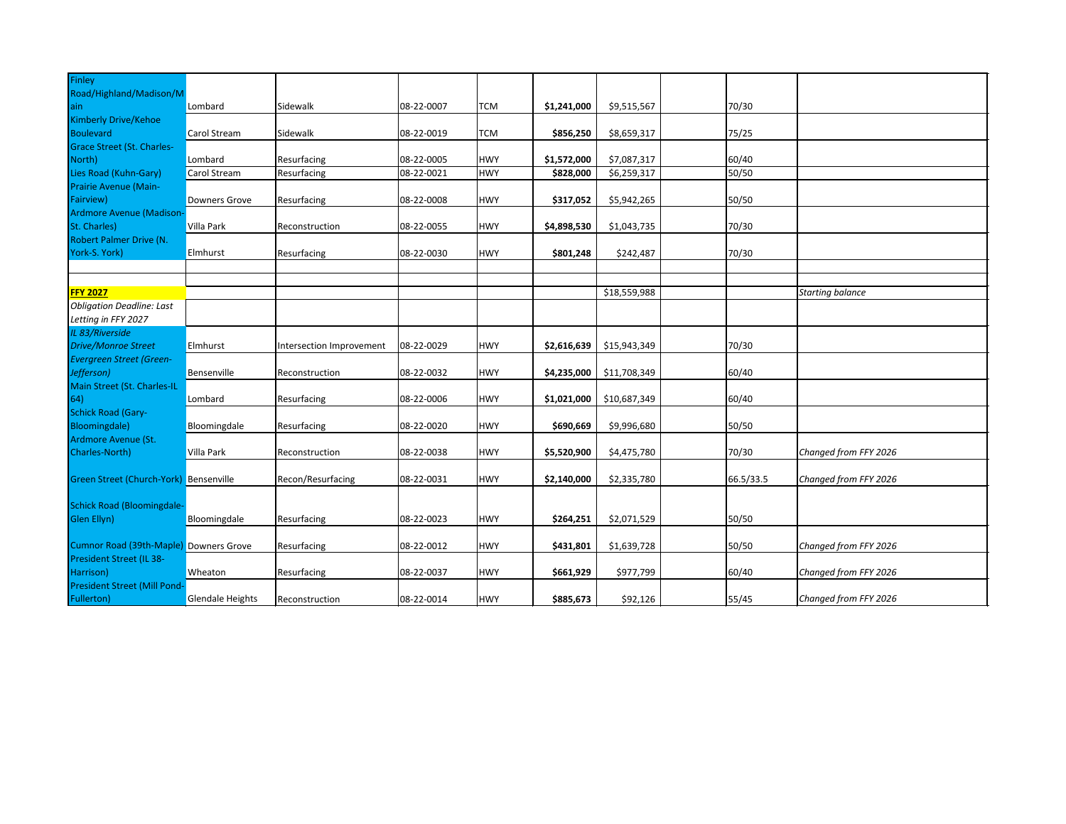| | | | | | | | | | |
|---|---|---|---|---|---|---|---|---|---|
| Finley Road/Highland/Madison/Main | Lombard | Sidewalk | 08-22-0007 | TCM | **$1,241,000** | $9,515,567 | | 70/30 | |
| Kimberly Drive/Kehoe Boulevard | Carol Stream | Sidewalk | 08-22-0019 | TCM | **$856,250** | $8,659,317 | | 75/25 | |
| Grace Street (St. Charles-North) | Lombard | Resurfacing | 08-22-0005 | HWY | **$1,572,000** | $7,087,317 | | 60/40 | |
| Lies Road (Kuhn-Gary) | Carol Stream | Resurfacing | 08-22-0021 | HWY | **$828,000** | $6,259,317 | | 50/50 | |
| Prairie Avenue (Main-Fairview) | Downers Grove | Resurfacing | 08-22-0008 | HWY | **$317,052** | $5,942,265 | | 50/50 | |
| Ardmore Avenue (Madison-St. Charles) | Villa Park | Reconstruction | 08-22-0055 | HWY | **$4,898,530** | $1,043,735 | | 70/30 | |
| Robert Palmer Drive (N. York-S. York) | Elmhurst | Resurfacing | 08-22-0030 | HWY | **$801,248** | $242,487 | | 70/30 | |
| | | | | | | | | | |
| | | | | | | | | | |
| **FFY 2027** | | | | | | $18,559,988 | | | *Starting balance* |
| *Obligation Deadline: Last Letting in FFY 2027* | | | | | | | | | |
| *IL 83/Riverside Drive/Monroe Street* | Elmhurst | Intersection Improvement | 08-22-0029 | HWY | **$2,616,639** | $15,943,349 | | 70/30 | |
| *Evergreen Street (Green-Jefferson)* | Bensenville | Reconstruction | 08-22-0032 | HWY | **$4,235,000** | $11,708,349 | | 60/40 | |
| Main Street (St. Charles-IL 64) | Lombard | Resurfacing | 08-22-0006 | HWY | **$1,021,000** | $10,687,349 | | 60/40 | |
| Schick Road (Gary-Bloomingdale) | Bloomingdale | Resurfacing | 08-22-0020 | HWY | **$690,669** | $9,996,680 | | 50/50 | |
| Ardmore Avenue (St. Charles-North) | Villa Park | Reconstruction | 08-22-0038 | HWY | **$5,520,900** | $4,475,780 | | 70/30 | *Changed from FFY 2026* |
| Green Street (Church-York) | Bensenville | Recon/Resurfacing | 08-22-0031 | HWY | **$2,140,000** | $2,335,780 | | 66.5/33.5 | *Changed from FFY 2026* |
| Schick Road (Bloomingdale-Glen Ellyn) | Bloomingdale | Resurfacing | 08-22-0023 | HWY | **$264,251** | $2,071,529 | | 50/50 | |
| Cumnor Road (39th-Maple) | Downers Grove | Resurfacing | 08-22-0012 | HWY | **$431,801** | $1,639,728 | | 50/50 | *Changed from FFY 2026* |
| President Street (IL 38-Harrison) | Wheaton | Resurfacing | 08-22-0037 | HWY | **$661,929** | $977,799 | | 60/40 | *Changed from FFY 2026* |
| President Street (Mill Pond-Fullerton) | Glendale Heights | Reconstruction | 08-22-0014 | HWY | **$885,673** | $92,126 | | 55/45 | *Changed from FFY 2026* |